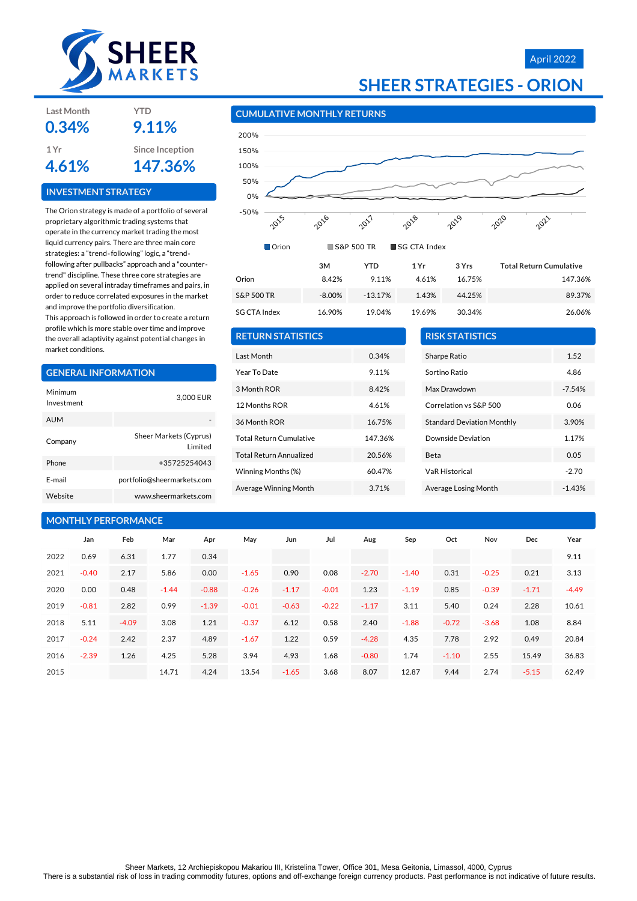SHEER MARKETS

April 2022

# SHEER STRATEGIES - ORION

| Last Month | YTD |
|---|---|
| 0.34% | 9.11% |

| 1 Yr | Since Inception |
|---|---|
| 4.61% | 147.36% |

## INVESTMENT STRATEGY

The Orion strategy is made of a portfolio of several proprietary algorithmic trading systems that operate in the currency market trading the most liquid currency pairs. There are three main core strategies: a "trend-following" logic, a "trend-following after pullbacks" approach and a "counter-trend" discipline. These three core strategies are applied on several intraday timeframes and pairs, in order to reduce correlated exposures in the market and improve the portfolio diversification.
This approach is followed in order to create a return profile which is more stable over time and improve the overall adaptivity against potential changes in market conditions.

## GENERAL INFORMATION

| | |
|---|---|
| Minimum Investment | 3,000 EUR |
| AUM | - |
| Company | Sheer Markets (Cyprus) Limited |
| Phone | +35725254043 |
| E-mail | portfolio@sheermarkets.com |
| Website | www.sheermarkets.com |

## CUMULATIVE MONTHLY RETURNS

Orion | S&P 500 TR | SG CTA Index

| | 3M | YTD | 1 Yr | 3 Yrs | Total Return Cumulative |
|---|---|---|---|---|---|
| Orion | 8.42% | 9.11% | 4.61% | 16.75% | 147.36% |
| S&P 500 TR | -8.00% | -13.17% | 1.43% | 44.25% | 89.37% |
| SG CTA Index | 16.90% | 19.04% | 19.69% | 30.34% | 26.06% |

## RETURN STATISTICS

| | |
|---|---|
| Last Month | 0.34% |
| Year To Date | 9.11% |
| 3 Month ROR | 8.42% |
| 12 Months ROR | 4.61% |
| 36 Month ROR | 16.75% |
| Total Return Cumulative | 147.36% |
| Total Return Annualized | 20.56% |
| Winning Months (%) | 60.47% |
| Average Winning Month | 3.71% |

## RISK STATISTICS

| | |
|---|---|
| Sharpe Ratio | 1.52 |
| Sortino Ratio | 4.86 |
| Max Drawdown | -7.54% |
| Correlation vs S&P 500 | 0.06 |
| Standard Deviation Monthly | 3.90% |
| Downside Deviation | 1.17% |
| Beta | 0.05 |
| VaR Historical | -2.70 |
| Average Losing Month | -1.43% |

## MONTHLY PERFORMANCE

| | Jan | Feb | Mar | Apr | May | Jun | Jul | Aug | Sep | Oct | Nov | Dec | Year |
|---|---|---|---|---|---|---|---|---|---|---|---|---|---|
| 2022 | 0.69 | 6.31 | 1.77 | 0.34 | | | | | | | | | 9.11 |
| 2021 | -0.40 | 2.17 | 5.86 | 0.00 | -1.65 | 0.90 | 0.08 | -2.70 | -1.40 | 0.31 | -0.25 | 0.21 | 3.13 |
| 2020 | 0.00 | 0.48 | -1.44 | -0.88 | -0.26 | -1.17 | -0.01 | 1.23 | -1.19 | 0.85 | -0.39 | -1.71 | -4.49 |
| 2019 | -0.81 | 2.82 | 0.99 | -1.39 | -0.01 | -0.63 | -0.22 | -1.17 | 3.11 | 5.40 | 0.24 | 2.28 | 10.61 |
| 2018 | 5.11 | -4.09 | 3.08 | 1.21 | -0.37 | 6.12 | 0.58 | 2.40 | -1.88 | -0.72 | -3.68 | 1.08 | 8.84 |
| 2017 | -0.24 | 2.42 | 2.37 | 4.89 | -1.67 | 1.22 | 0.59 | -4.28 | 4.35 | 7.78 | 2.92 | 0.49 | 20.84 |
| 2016 | -2.39 | 1.26 | 4.25 | 5.28 | 3.94 | 4.93 | 1.68 | -0.80 | 1.74 | -1.10 | 2.55 | 15.49 | 36.83 |
| 2015 | | | 14.71 | 4.24 | 13.54 | -1.65 | 3.68 | 8.07 | 12.87 | 9.44 | 2.74 | -5.15 | 62.49 |

Sheer Markets, 12 Archiepiskopou Makariou III, Kristelina Tower, Office 301, Mesa Geitonia, Limassol, 4000, Cyprus
There is a substantial risk of loss in trading commodity futures, options and off-exchange foreign currency products. Past performance is not indicative of future results.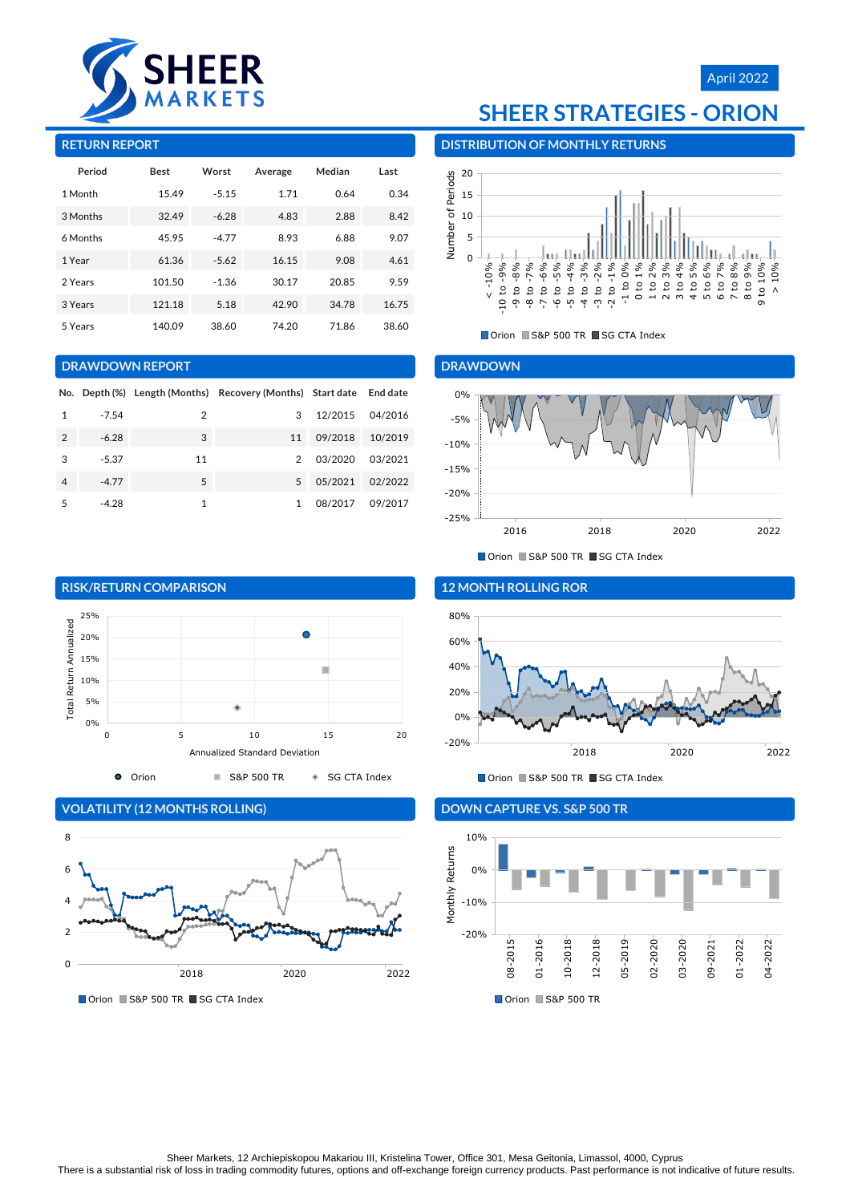April 2022

# SHEER STRATEGIES - ORION

## RETURN REPORT

| Period | Best | Worst | Average | Median | Last |
|---|---|---|---|---|---|
| 1 Month | 15.49 | -5.15 | 1.71 | 0.64 | 0.34 |
| 3 Months | 32.49 | -6.28 | 4.83 | 2.88 | 8.42 |
| 6 Months | 45.95 | -4.77 | 8.93 | 6.88 | 9.07 |
| 1 Year | 61.36 | -5.62 | 16.15 | 9.08 | 4.61 |
| 2 Years | 101.50 | -1.36 | 30.17 | 20.85 | 9.59 |
| 3 Years | 121.18 | 5.18 | 42.90 | 34.78 | 16.75 |
| 5 Years | 140.09 | 38.60 | 74.20 | 71.86 | 38.60 |

## DISTRIBUTION OF MONTHLY RETURNS

## DRAWDOWN REPORT

| No. | Depth (%) | Length (Months) | Recovery (Months) | Start date | End date |
|---|---|---|---|---|---|
| 1 | -7.54 | 2 | 3 | 12/2015 | 04/2016 |
| 2 | -6.28 | 3 | 11 | 09/2018 | 10/2019 |
| 3 | -5.37 | 11 | 2 | 03/2020 | 03/2021 |
| 4 | -4.77 | 5 | 5 | 05/2021 | 02/2022 |
| 5 | -4.28 | 1 | 1 | 08/2017 | 09/2017 |

## DRAWDOWN

## RISK/RETURN COMPARISON

## 12 MONTH ROLLING ROR

## VOLATILITY (12 MONTHS ROLLING)

## DOWN CAPTURE VS. S&P 500 TR

Sheer Markets, 12 Archiepiskopou Makariou III, Kristelina Tower, Office 301, Mesa Geitonia, Limassol, 4000, Cyprus
There is a substantial risk of loss in trading commodity futures, options and off-exchange foreign currency products. Past performance is not indicative of future results.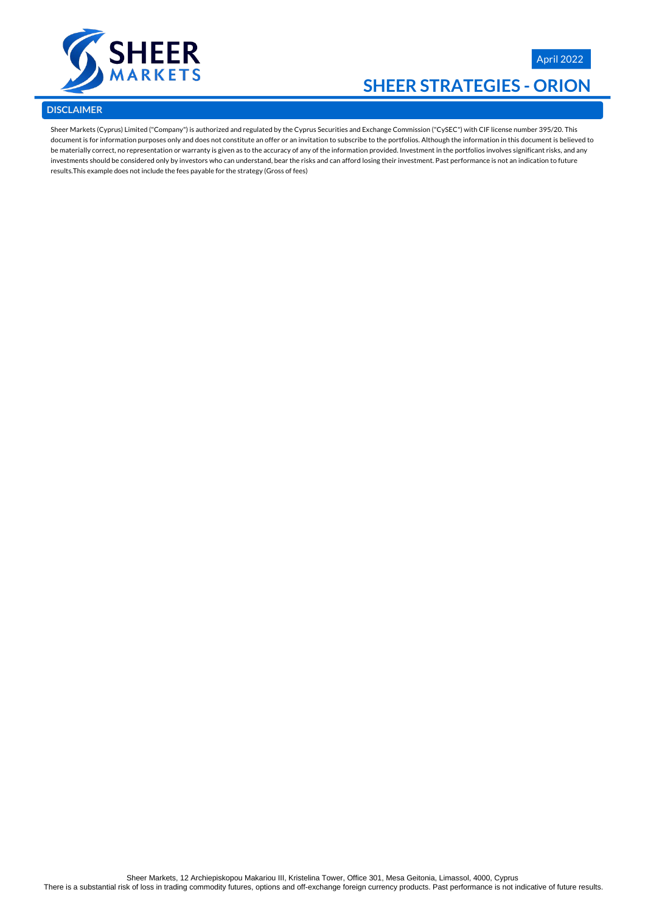April 2022

# SHEER STRATEGIES - ORION

## DISCLAIMER

Sheer Markets (Cyprus) Limited ("Company") is authorized and regulated by the Cyprus Securities and Exchange Commission ("CySEC") with CIF license number 395/20. This document is for information purposes only and does not constitute an offer or an invitation to subscribe to the portfolios. Although the information in this document is believed to be materially correct, no representation or warranty is given as to the accuracy of any of the information provided. Investment in the portfolios involves significant risks, and any investments should be considered only by investors who can understand, bear the risks and can afford losing their investment. Past performance is not an indication to future results.This example does not include the fees payable for the strategy (Gross of fees)

Sheer Markets, 12 Archiepiskopou Makariou III, Kristelina Tower, Office 301, Mesa Geitonia, Limassol, 4000, Cyprus
There is a substantial risk of loss in trading commodity futures, options and off-exchange foreign currency products. Past performance is not indicative of future results.